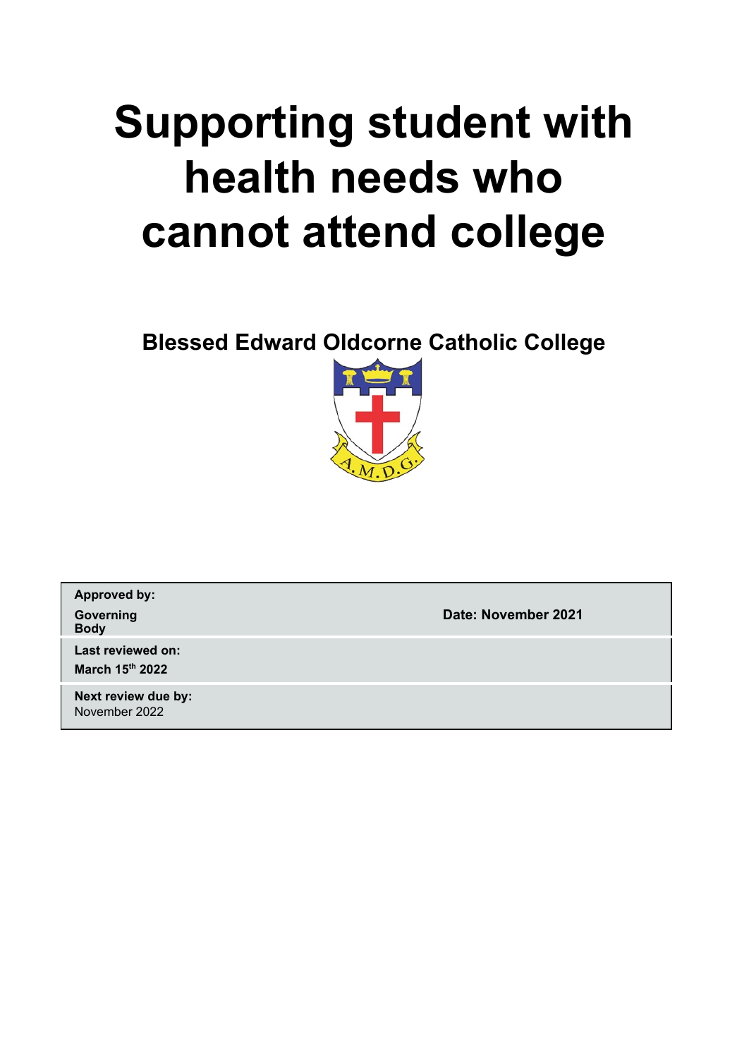# Supporting student with health needs who cannot attend college

**Blessed Edward Oldcorne Catholic College**

| | |
|---|---|
| **Approved by:**<br>**Governing Body** | **Date: November 2021** |
| **Last reviewed on:**<br>**March 15th 2022** | |
| **Next review due by:**<br>November 2022 | |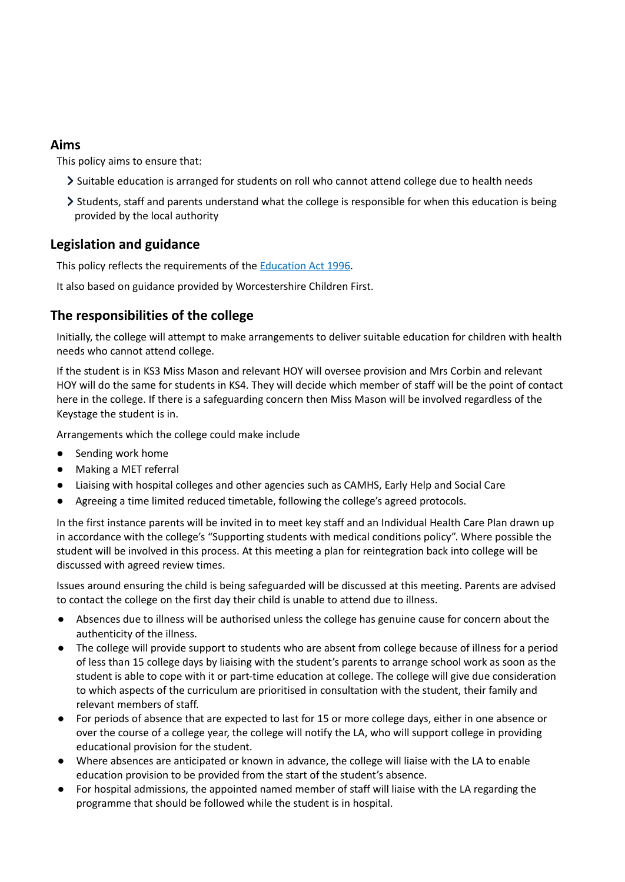## Aims

This policy aims to ensure that:

- Suitable education is arranged for students on roll who cannot attend college due to health needs
- Students, staff and parents understand what the college is responsible for when this education is being provided by the local authority

## Legislation and guidance

This policy reflects the requirements of the [Education Act 1996](#).

It also based on guidance provided by Worcestershire Children First.

## The responsibilities of the college

Initially, the college will attempt to make arrangements to deliver suitable education for children with health needs who cannot attend college.

If the student is in KS3 Miss Mason and relevant HOY will oversee provision and Mrs Corbin and relevant HOY will do the same for students in KS4. They will decide which member of staff will be the point of contact here in the college. If there is a safeguarding concern then Miss Mason will be involved regardless of the Keystage the student is in.

Arrangements which the college could make include

- Sending work home
- Making a MET referral
- Liaising with hospital colleges and other agencies such as CAMHS, Early Help and Social Care
- Agreeing a time limited reduced timetable, following the college's agreed protocols.

In the first instance parents will be invited in to meet key staff and an Individual Health Care Plan drawn up in accordance with the college's "Supporting students with medical conditions policy". Where possible the student will be involved in this process. At this meeting a plan for reintegration back into college will be discussed with agreed review times.

Issues around ensuring the child is being safeguarded will be discussed at this meeting. Parents are advised to contact the college on the first day their child is unable to attend due to illness.

- Absences due to illness will be authorised unless the college has genuine cause for concern about the authenticity of the illness.
- The college will provide support to students who are absent from college because of illness for a period of less than 15 college days by liaising with the student's parents to arrange school work as soon as the student is able to cope with it or part-time education at college. The college will give due consideration to which aspects of the curriculum are prioritised in consultation with the student, their family and relevant members of staff.
- For periods of absence that are expected to last for 15 or more college days, either in one absence or over the course of a college year, the college will notify the LA, who will support college in providing educational provision for the student.
- Where absences are anticipated or known in advance, the college will liaise with the LA to enable education provision to be provided from the start of the student's absence.
- For hospital admissions, the appointed named member of staff will liaise with the LA regarding the programme that should be followed while the student is in hospital.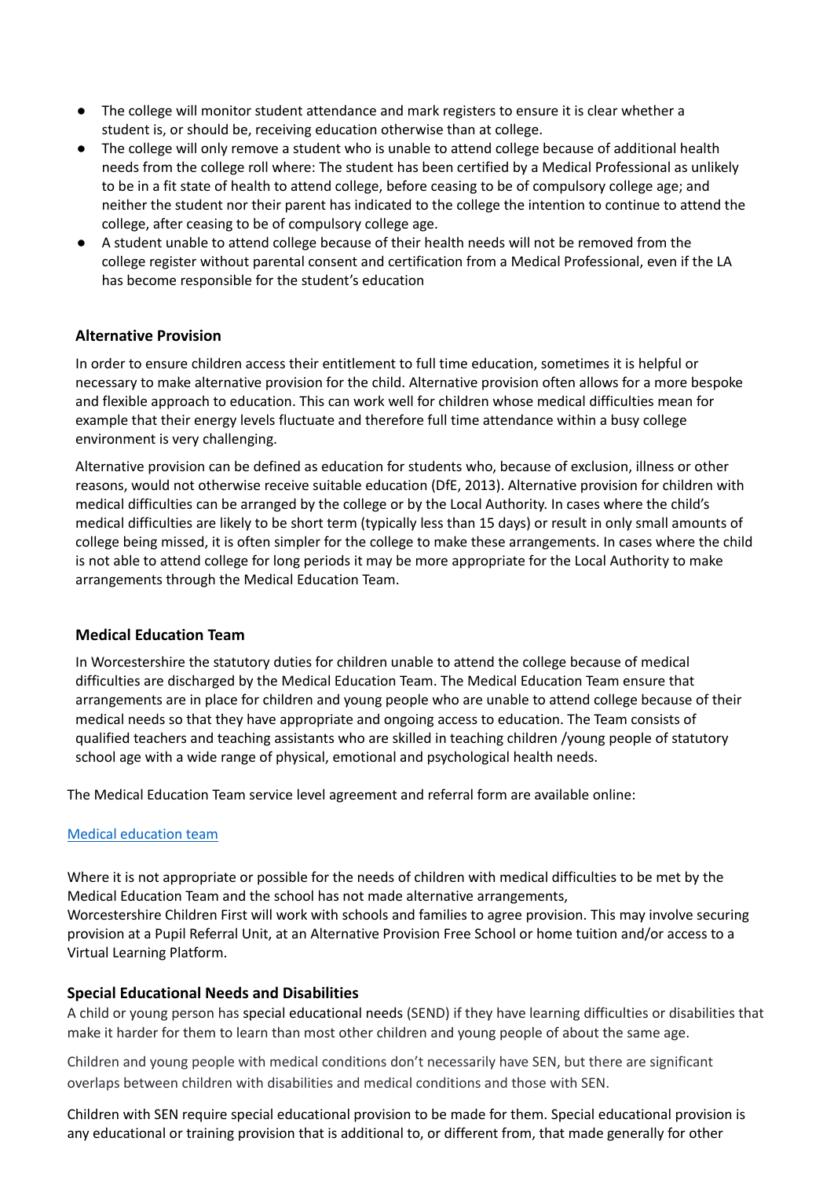- The college will monitor student attendance and mark registers to ensure it is clear whether a student is, or should be, receiving education otherwise than at college.
- The college will only remove a student who is unable to attend college because of additional health needs from the college roll where: The student has been certified by a Medical Professional as unlikely to be in a fit state of health to attend college, before ceasing to be of compulsory college age; and neither the student nor their parent has indicated to the college the intention to continue to attend the college, after ceasing to be of compulsory college age.
- A student unable to attend college because of their health needs will not be removed from the college register without parental consent and certification from a Medical Professional, even if the LA has become responsible for the student's education

### Alternative Provision

In order to ensure children access their entitlement to full time education, sometimes it is helpful or necessary to make alternative provision for the child. Alternative provision often allows for a more bespoke and flexible approach to education. This can work well for children whose medical difficulties mean for example that their energy levels fluctuate and therefore full time attendance within a busy college environment is very challenging.

Alternative provision can be defined as education for students who, because of exclusion, illness or other reasons, would not otherwise receive suitable education (DfE, 2013). Alternative provision for children with medical difficulties can be arranged by the college or by the Local Authority. In cases where the child's medical difficulties are likely to be short term (typically less than 15 days) or result in only small amounts of college being missed, it is often simpler for the college to make these arrangements. In cases where the child is not able to attend college for long periods it may be more appropriate for the Local Authority to make arrangements through the Medical Education Team.

### Medical Education Team

In Worcestershire the statutory duties for children unable to attend the college because of medical difficulties are discharged by the Medical Education Team. The Medical Education Team ensure that arrangements are in place for children and young people who are unable to attend college because of their medical needs so that they have appropriate and ongoing access to education. The Team consists of qualified teachers and teaching assistants who are skilled in teaching children /young people of statutory school age with a wide range of physical, emotional and psychological health needs.

The Medical Education Team service level agreement and referral form are available online:

Medical education team

Where it is not appropriate or possible for the needs of children with medical difficulties to be met by the Medical Education Team and the school has not made alternative arrangements,
Worcestershire Children First will work with schools and families to agree provision. This may involve securing provision at a Pupil Referral Unit, at an Alternative Provision Free School or home tuition and/or access to a Virtual Learning Platform.

### Special Educational Needs and Disabilities

A child or young person has special educational needs (SEND) if they have learning difficulties or disabilities that make it harder for them to learn than most other children and young people of about the same age.

Children and young people with medical conditions don't necessarily have SEN, but there are significant overlaps between children with disabilities and medical conditions and those with SEN.

Children with SEN require special educational provision to be made for them. Special educational provision is any educational or training provision that is additional to, or different from, that made generally for other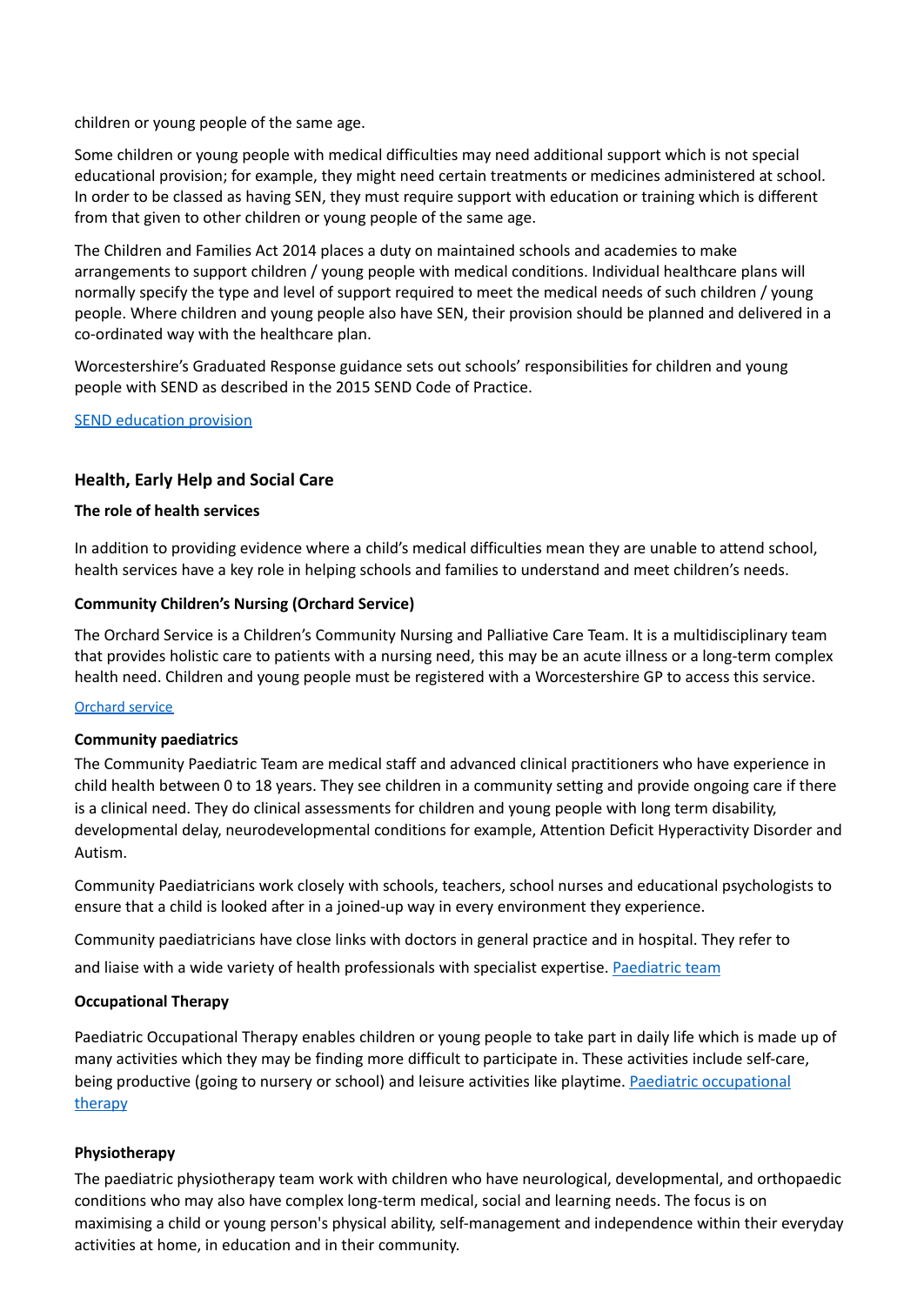children or young people of the same age.

Some children or young people with medical difficulties may need additional support which is not special educational provision; for example, they might need certain treatments or medicines administered at school. In order to be classed as having SEN, they must require support with education or training which is different from that given to other children or young people of the same age.

The Children and Families Act 2014 places a duty on maintained schools and academies to make arrangements to support children / young people with medical conditions. Individual healthcare plans will normally specify the type and level of support required to meet the medical needs of such children / young people. Where children and young people also have SEN, their provision should be planned and delivered in a co-ordinated way with the healthcare plan.

Worcestershire's Graduated Response guidance sets out schools' responsibilities for children and young people with SEND as described in the 2015 SEND Code of Practice.

SEND education provision

## Health, Early Help and Social Care

### The role of health services

In addition to providing evidence where a child's medical difficulties mean they are unable to attend school, health services have a key role in helping schools and families to understand and meet children's needs.

### Community Children's Nursing (Orchard Service)

The Orchard Service is a Children's Community Nursing and Palliative Care Team. It is a multidisciplinary team that provides holistic care to patients with a nursing need, this may be an acute illness or a long-term complex health need. Children and young people must be registered with a Worcestershire GP to access this service.

Orchard service

### Community paediatrics

The Community Paediatric Team are medical staff and advanced clinical practitioners who have experience in child health between 0 to 18 years. They see children in a community setting and provide ongoing care if there is a clinical need. They do clinical assessments for children and young people with long term disability, developmental delay, neurodevelopmental conditions for example, Attention Deficit Hyperactivity Disorder and Autism.

Community Paediatricians work closely with schools, teachers, school nurses and educational psychologists to ensure that a child is looked after in a joined-up way in every environment they experience.

Community paediatricians have close links with doctors in general practice and in hospital. They refer to and liaise with a wide variety of health professionals with specialist expertise. Paediatric team

### Occupational Therapy

Paediatric Occupational Therapy enables children or young people to take part in daily life which is made up of many activities which they may be finding more difficult to participate in. These activities include self-care, being productive (going to nursery or school) and leisure activities like playtime. Paediatric occupational therapy

### Physiotherapy

The paediatric physiotherapy team work with children who have neurological, developmental, and orthopaedic conditions who may also have complex long-term medical, social and learning needs. The focus is on maximising a child or young person's physical ability, self-management and independence within their everyday activities at home, in education and in their community.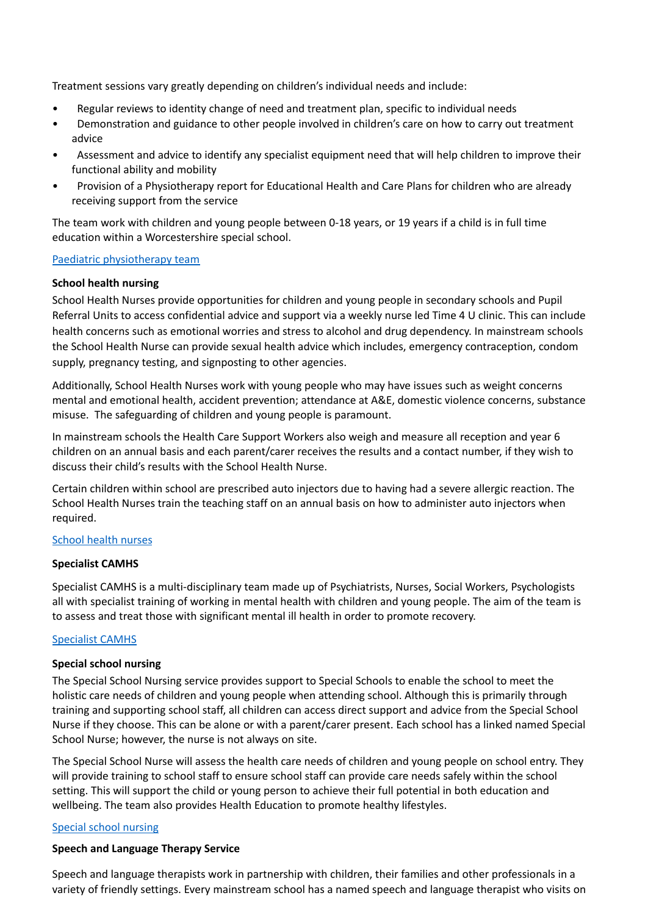Treatment sessions vary greatly depending on children's individual needs and include:

- Regular reviews to identity change of need and treatment plan, specific to individual needs
- Demonstration and guidance to other people involved in children's care on how to carry out treatment advice
- Assessment and advice to identify any specialist equipment need that will help children to improve their functional ability and mobility
- Provision of a Physiotherapy report for Educational Health and Care Plans for children who are already receiving support from the service

The team work with children and young people between 0-18 years, or 19 years if a child is in full time education within a Worcestershire special school.

[Paediatric physiotherapy team]

**School health nursing**

School Health Nurses provide opportunities for children and young people in secondary schools and Pupil Referral Units to access confidential advice and support via a weekly nurse led Time 4 U clinic. This can include health concerns such as emotional worries and stress to alcohol and drug dependency. In mainstream schools the School Health Nurse can provide sexual health advice which includes, emergency contraception, condom supply, pregnancy testing, and signposting to other agencies.

Additionally, School Health Nurses work with young people who may have issues such as weight concerns mental and emotional health, accident prevention; attendance at A&E, domestic violence concerns, substance misuse. The safeguarding of children and young people is paramount.

In mainstream schools the Health Care Support Workers also weigh and measure all reception and year 6 children on an annual basis and each parent/carer receives the results and a contact number, if they wish to discuss their child's results with the School Health Nurse.

Certain children within school are prescribed auto injectors due to having had a severe allergic reaction. The School Health Nurses train the teaching staff on an annual basis on how to administer auto injectors when required.

[School health nurses]

**Specialist CAMHS**

Specialist CAMHS is a multi-disciplinary team made up of Psychiatrists, Nurses, Social Workers, Psychologists all with specialist training of working in mental health with children and young people. The aim of the team is to assess and treat those with significant mental ill health in order to promote recovery.

[Specialist CAMHS]

**Special school nursing**

The Special School Nursing service provides support to Special Schools to enable the school to meet the holistic care needs of children and young people when attending school. Although this is primarily through training and supporting school staff, all children can access direct support and advice from the Special School Nurse if they choose. This can be alone or with a parent/carer present. Each school has a linked named Special School Nurse; however, the nurse is not always on site.

The Special School Nurse will assess the health care needs of children and young people on school entry. They will provide training to school staff to ensure school staff can provide care needs safely within the school setting. This will support the child or young person to achieve their full potential in both education and wellbeing. The team also provides Health Education to promote healthy lifestyles.

[Special school nursing]

**Speech and Language Therapy Service**

Speech and language therapists work in partnership with children, their families and other professionals in a variety of friendly settings. Every mainstream school has a named speech and language therapist who visits on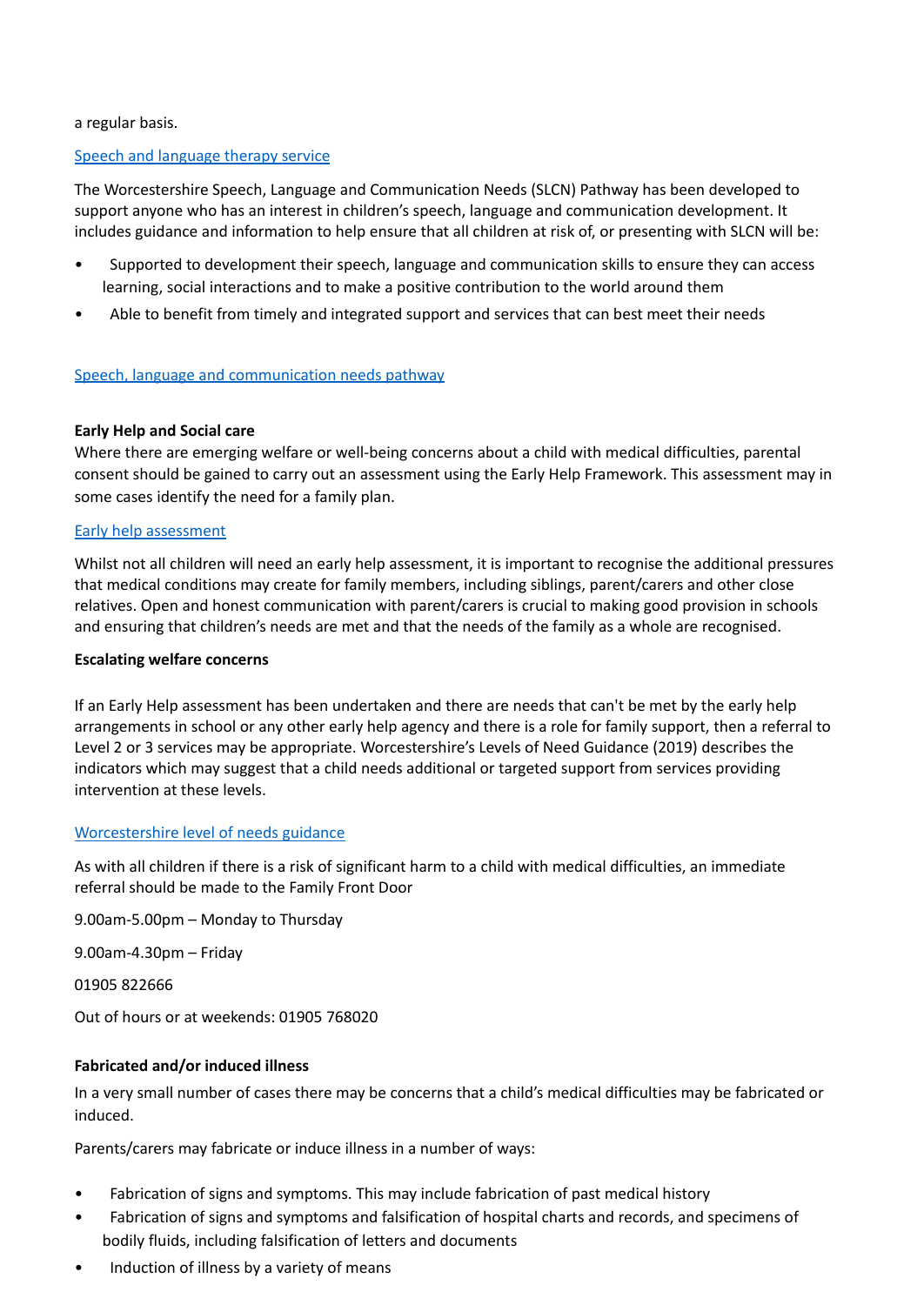a regular basis.

Speech and language therapy service

The Worcestershire Speech, Language and Communication Needs (SLCN) Pathway has been developed to support anyone who has an interest in children's speech, language and communication development. It includes guidance and information to help ensure that all children at risk of, or presenting with SLCN will be:

- Supported to development their speech, language and communication skills to ensure they can access learning, social interactions and to make a positive contribution to the world around them
- Able to benefit from timely and integrated support and services that can best meet their needs

Speech, language and communication needs pathway

**Early Help and Social care**

Where there are emerging welfare or well-being concerns about a child with medical difficulties, parental consent should be gained to carry out an assessment using the Early Help Framework. This assessment may in some cases identify the need for a family plan.

Early help assessment

Whilst not all children will need an early help assessment, it is important to recognise the additional pressures that medical conditions may create for family members, including siblings, parent/carers and other close relatives. Open and honest communication with parent/carers is crucial to making good provision in schools and ensuring that children's needs are met and that the needs of the family as a whole are recognised.

**Escalating welfare concerns**

If an Early Help assessment has been undertaken and there are needs that can't be met by the early help arrangements in school or any other early help agency and there is a role for family support, then a referral to Level 2 or 3 services may be appropriate. Worcestershire's Levels of Need Guidance (2019) describes the indicators which may suggest that a child needs additional or targeted support from services providing intervention at these levels.

Worcestershire level of needs guidance

As with all children if there is a risk of significant harm to a child with medical difficulties, an immediate referral should be made to the Family Front Door

9.00am-5.00pm – Monday to Thursday

9.00am-4.30pm – Friday

01905 822666

Out of hours or at weekends: 01905 768020

**Fabricated and/or induced illness**

In a very small number of cases there may be concerns that a child's medical difficulties may be fabricated or induced.

Parents/carers may fabricate or induce illness in a number of ways:

- Fabrication of signs and symptoms. This may include fabrication of past medical history
- Fabrication of signs and symptoms and falsification of hospital charts and records, and specimens of bodily fluids, including falsification of letters and documents
- Induction of illness by a variety of means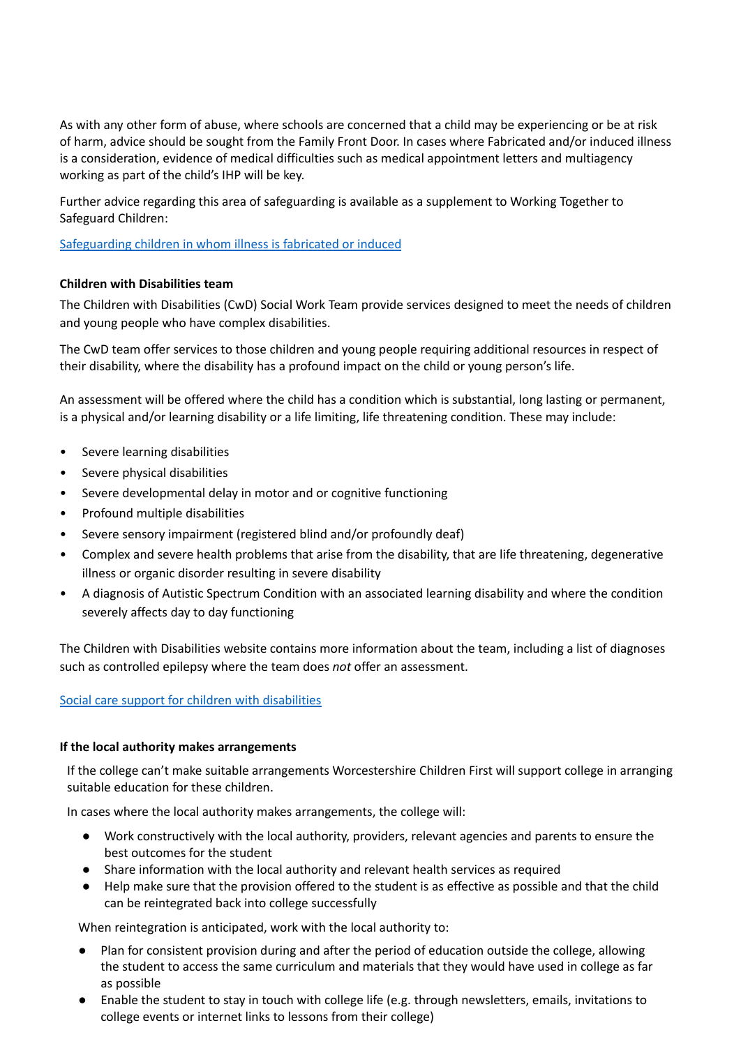As with any other form of abuse, where schools are concerned that a child may be experiencing or be at risk of harm, advice should be sought from the Family Front Door. In cases where Fabricated and/or induced illness is a consideration, evidence of medical difficulties such as medical appointment letters and multiagency working as part of the child's IHP will be key.

Further advice regarding this area of safeguarding is available as a supplement to Working Together to Safeguard Children:

[Safeguarding children in whom illness is fabricated or induced]()

**Children with Disabilities team**

The Children with Disabilities (CwD) Social Work Team provide services designed to meet the needs of children and young people who have complex disabilities.

The CwD team offer services to those children and young people requiring additional resources in respect of their disability, where the disability has a profound impact on the child or young person's life.

An assessment will be offered where the child has a condition which is substantial, long lasting or permanent, is a physical and/or learning disability or a life limiting, life threatening condition. These may include:

- Severe learning disabilities
- Severe physical disabilities
- Severe developmental delay in motor and or cognitive functioning
- Profound multiple disabilities
- Severe sensory impairment (registered blind and/or profoundly deaf)
- Complex and severe health problems that arise from the disability, that are life threatening, degenerative illness or organic disorder resulting in severe disability
- A diagnosis of Autistic Spectrum Condition with an associated learning disability and where the condition severely affects day to day functioning

The Children with Disabilities website contains more information about the team, including a list of diagnoses such as controlled epilepsy where the team does *not* offer an assessment.

[Social care support for children with disabilities]()

**If the local authority makes arrangements**

If the college can't make suitable arrangements Worcestershire Children First will support college in arranging suitable education for these children.

In cases where the local authority makes arrangements, the college will:

- Work constructively with the local authority, providers, relevant agencies and parents to ensure the best outcomes for the student
- Share information with the local authority and relevant health services as required
- Help make sure that the provision offered to the student is as effective as possible and that the child can be reintegrated back into college successfully

When reintegration is anticipated, work with the local authority to:

- Plan for consistent provision during and after the period of education outside the college, allowing the student to access the same curriculum and materials that they would have used in college as far as possible
- Enable the student to stay in touch with college life (e.g. through newsletters, emails, invitations to college events or internet links to lessons from their college)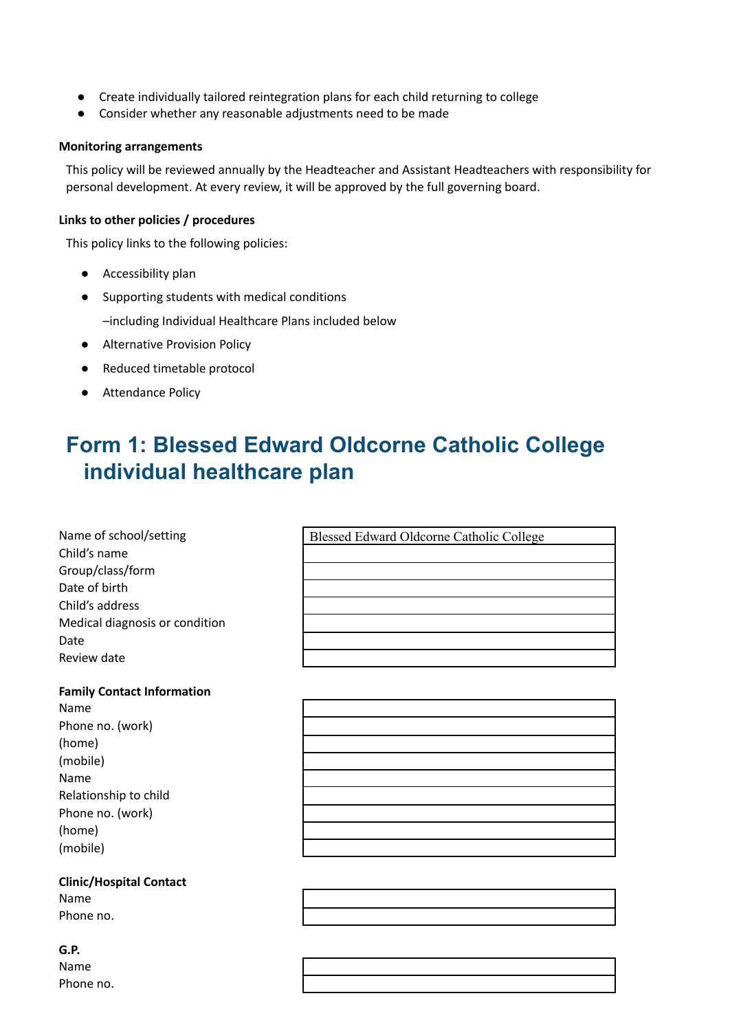- Create individually tailored reintegration plans for each child returning to college
- Consider whether any reasonable adjustments need to be made

**Monitoring arrangements**

This policy will be reviewed annually by the Headteacher and Assistant Headteachers with responsibility for personal development. At every review, it will be approved by the full governing board.

**Links to other policies / procedures**

This policy links to the following policies:

- Accessibility plan
- Supporting students with medical conditions

  –including Individual Healthcare Plans included below
- Alternative Provision Policy
- Reduced timetable protocol
- Attendance Policy

# Form 1: Blessed Edward Oldcorne Catholic College individual healthcare plan

| | |
|---|---|
| Name of school/setting | Blessed Edward Oldcorne Catholic College |
| Child's name | |
| Group/class/form | |
| Date of birth | |
| Child's address | |
| Medical diagnosis or condition | |
| Date | |
| Review date | |

**Family Contact Information**

| | |
|---|---|
| Name | |
| Phone no. (work) | |
| (home) | |
| (mobile) | |
| Name | |
| Relationship to child | |
| Phone no. (work) | |
| (home) | |
| (mobile) | |

**Clinic/Hospital Contact**

| | |
|---|---|
| Name | |
| Phone no. | |

**G.P.**

| | |
|---|---|
| Name | |
| Phone no. | |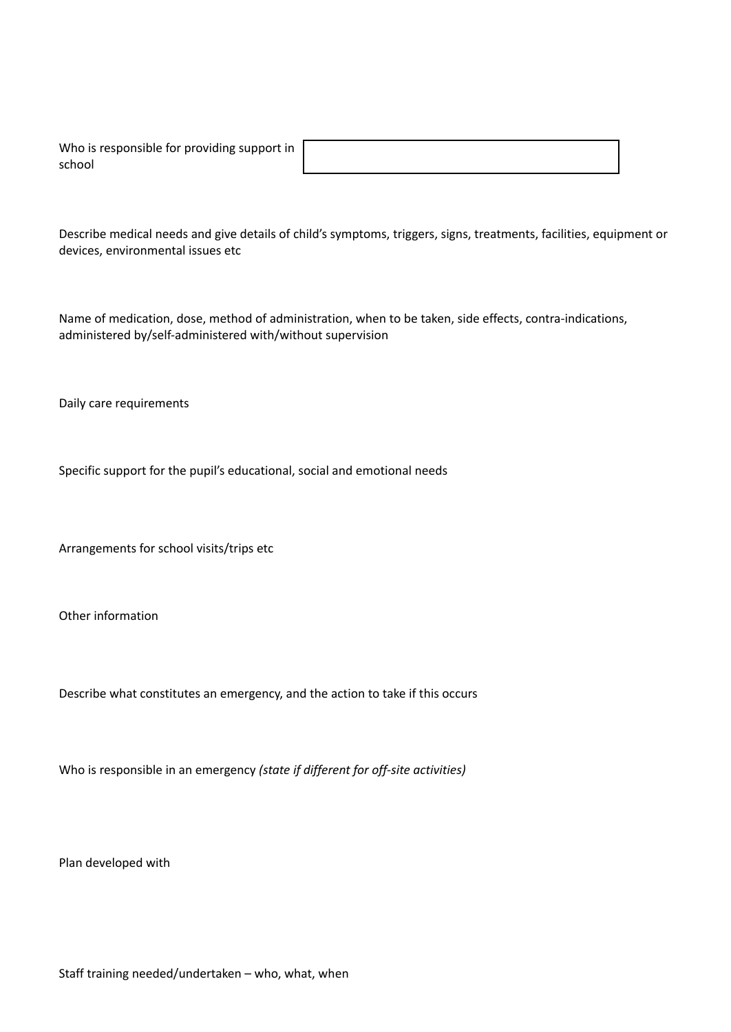| Who is responsible for providing support in school | |
|---|---|

Describe medical needs and give details of child's symptoms, triggers, signs, treatments, facilities, equipment or devices, environmental issues etc

Name of medication, dose, method of administration, when to be taken, side effects, contra-indications, administered by/self-administered with/without supervision

Daily care requirements

Specific support for the pupil's educational, social and emotional needs

Arrangements for school visits/trips etc

Other information

Describe what constitutes an emergency, and the action to take if this occurs

Who is responsible in an emergency *(state if different for off-site activities)*

Plan developed with

Staff training needed/undertaken – who, what, when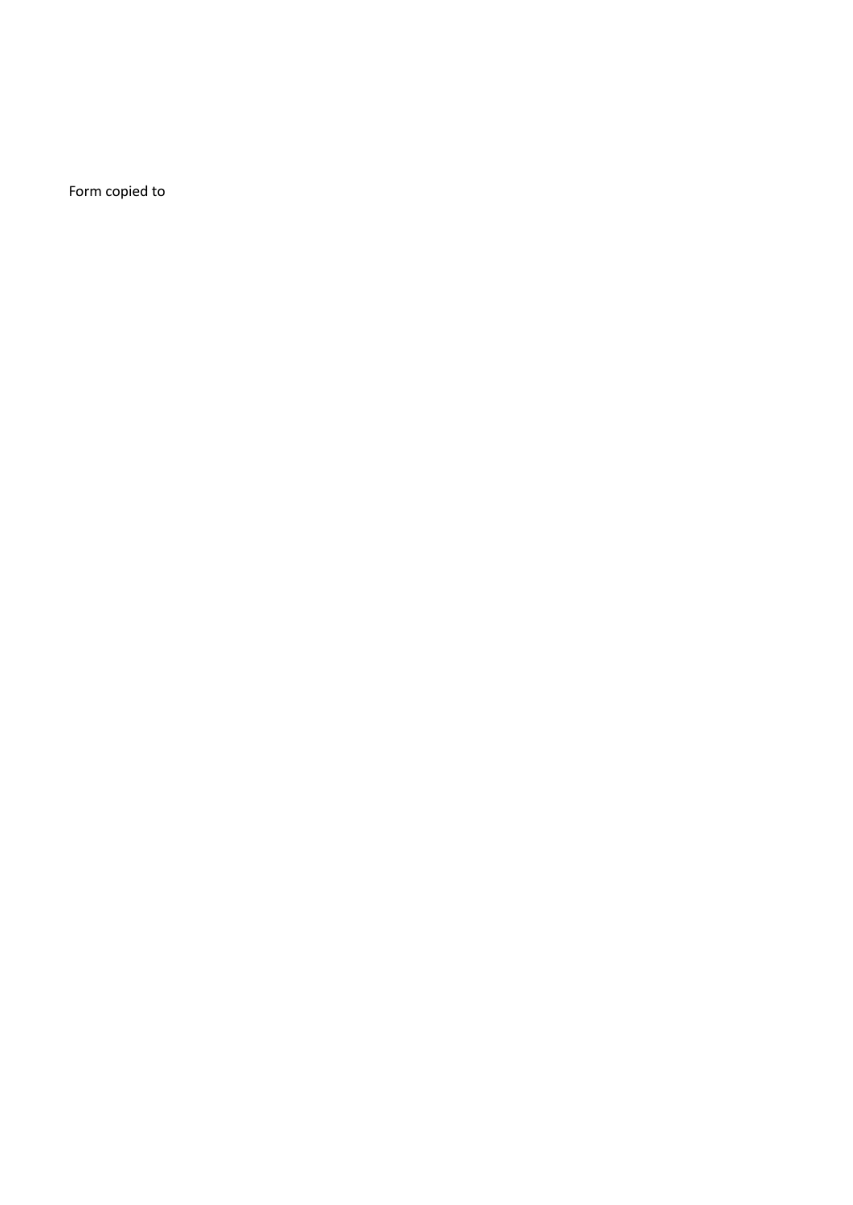Form copied to